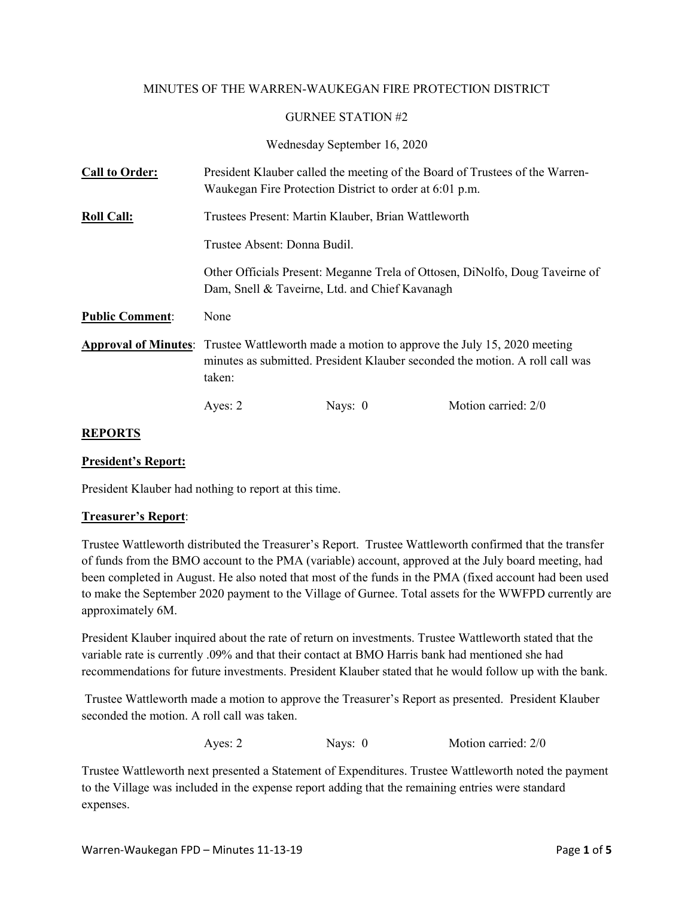MINUTES OF THE WARREN-WAUKEGAN FIRE PROTECTION DISTRICT

GURNEE STATION #2

Wednesday September 16, 2020

**Call to Order:** President Klauber called the meeting of the Board of Trustees of the Warren-Waukegan Fire Protection District to order at 6:01 p.m.

**Roll Call:** Trustees Present: Martin Klauber, Brian Wattleworth

Trustee Absent: Donna Budil.

Other Officials Present: Meganne Trela of Ottosen, DiNolfo, Doug Taveirne of Dam, Snell & Taveirne, Ltd. and Chief Kavanagh

**Public Comment**: None

**Approval of Minutes**: Trustee Wattleworth made a motion to approve the July 15, 2020 meeting minutes as submitted. President Klauber seconded the motion. A roll call was taken:

Ayes: 2 Nays: 0 Motion carried: 2/0

## REPORTS

### President's Report:

President Klauber had nothing to report at this time.

### Treasurer's Report:

Trustee Wattleworth distributed the Treasurer's Report. Trustee Wattleworth confirmed that the transfer of funds from the BMO account to the PMA (variable) account, approved at the July board meeting, had been completed in August. He also noted that most of the funds in the PMA (fixed account had been used to make the September 2020 payment to the Village of Gurnee. Total assets for the WWFPD currently are approximately 6M.

President Klauber inquired about the rate of return on investments. Trustee Wattleworth stated that the variable rate is currently .09% and that their contact at BMO Harris bank had mentioned she had recommendations for future investments. President Klauber stated that he would follow up with the bank.

Trustee Wattleworth made a motion to approve the Treasurer's Report as presented. President Klauber seconded the motion. A roll call was taken.

Ayes: 2 Nays: 0 Motion carried: 2/0

Trustee Wattleworth next presented a Statement of Expenditures. Trustee Wattleworth noted the payment to the Village was included in the expense report adding that the remaining entries were standard expenses.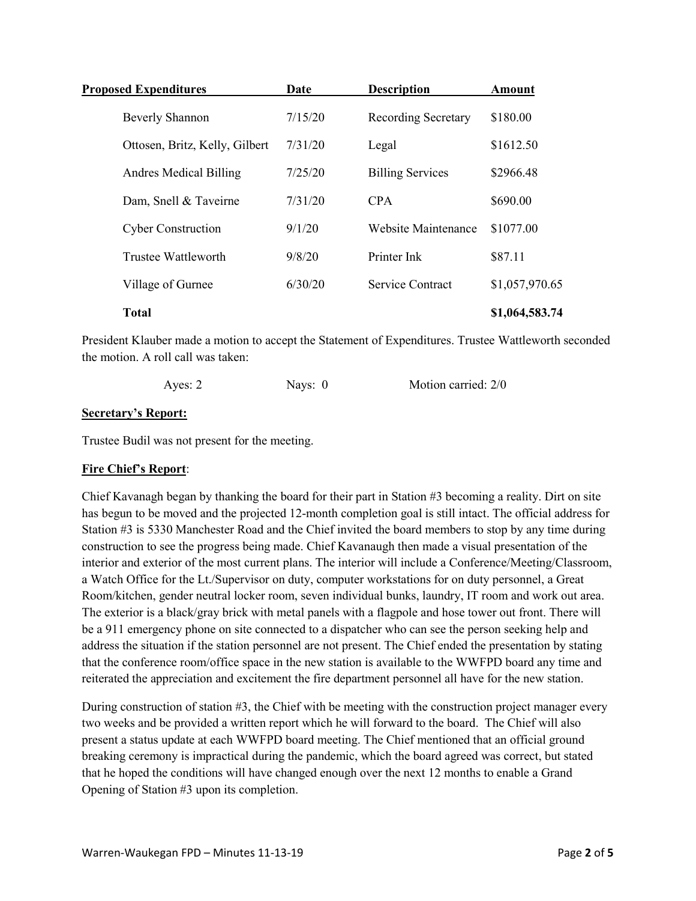| Proposed Expenditures | Date | Description | Amount |
|---|---|---|---|
| Beverly Shannon | 7/15/20 | Recording Secretary | $180.00 |
| Ottosen, Britz, Kelly, Gilbert | 7/31/20 | Legal | $1612.50 |
| Andres Medical Billing | 7/25/20 | Billing Services | $2966.48 |
| Dam, Snell & Taveirne | 7/31/20 | CPA | $690.00 |
| Cyber Construction | 9/1/20 | Website Maintenance | $1077.00 |
| Trustee Wattleworth | 9/8/20 | Printer Ink | $87.11 |
| Village of Gurnee | 6/30/20 | Service Contract | $1,057,970.65 |
| **Total** | | | **$1,064,583.74** |

President Klauber made a motion to accept the Statement of Expenditures. Trustee Wattleworth seconded the motion. A roll call was taken:

Ayes: 2 Nays: 0 Motion carried: 2/0

**Secretary's Report:**

Trustee Budil was not present for the meeting.

**Fire Chief's Report**:

Chief Kavanagh began by thanking the board for their part in Station #3 becoming a reality. Dirt on site has begun to be moved and the projected 12-month completion goal is still intact. The official address for Station #3 is 5330 Manchester Road and the Chief invited the board members to stop by any time during construction to see the progress being made. Chief Kavanaugh then made a visual presentation of the interior and exterior of the most current plans. The interior will include a Conference/Meeting/Classroom, a Watch Office for the Lt./Supervisor on duty, computer workstations for on duty personnel, a Great Room/kitchen, gender neutral locker room, seven individual bunks, laundry, IT room and work out area. The exterior is a black/gray brick with metal panels with a flagpole and hose tower out front. There will be a 911 emergency phone on site connected to a dispatcher who can see the person seeking help and address the situation if the station personnel are not present. The Chief ended the presentation by stating that the conference room/office space in the new station is available to the WWFPD board any time and reiterated the appreciation and excitement the fire department personnel all have for the new station.

During construction of station #3, the Chief with be meeting with the construction project manager every two weeks and be provided a written report which he will forward to the board. The Chief will also present a status update at each WWFPD board meeting. The Chief mentioned that an official ground breaking ceremony is impractical during the pandemic, which the board agreed was correct, but stated that he hoped the conditions will have changed enough over the next 12 months to enable a Grand Opening of Station #3 upon its completion.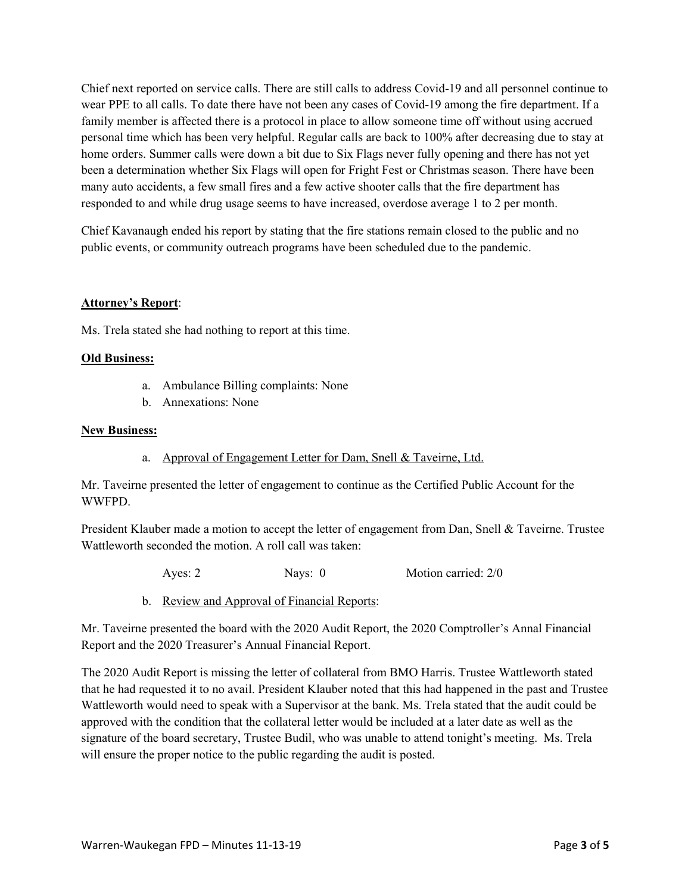Chief next reported on service calls. There are still calls to address Covid-19 and all personnel continue to wear PPE to all calls. To date there have not been any cases of Covid-19 among the fire department. If a family member is affected there is a protocol in place to allow someone time off without using accrued personal time which has been very helpful. Regular calls are back to 100% after decreasing due to stay at home orders. Summer calls were down a bit due to Six Flags never fully opening and there has not yet been a determination whether Six Flags will open for Fright Fest or Christmas season. There have been many auto accidents, a few small fires and a few active shooter calls that the fire department has responded to and while drug usage seems to have increased, overdose average 1 to 2 per month.

Chief Kavanaugh ended his report by stating that the fire stations remain closed to the public and no public events, or community outreach programs have been scheduled due to the pandemic.

**Attorney's Report**:

Ms. Trela stated she had nothing to report at this time.

**Old Business:**

a. Ambulance Billing complaints: None
b. Annexations: None

**New Business:**

a. Approval of Engagement Letter for Dam, Snell & Taveirne, Ltd.

Mr. Taveirne presented the letter of engagement to continue as the Certified Public Account for the WWFPD.

President Klauber made a motion to accept the letter of engagement from Dan, Snell & Taveirne. Trustee Wattleworth seconded the motion. A roll call was taken:

Ayes: 2 Nays: 0 Motion carried: 2/0

b. Review and Approval of Financial Reports:

Mr. Taveirne presented the board with the 2020 Audit Report, the 2020 Comptroller's Annal Financial Report and the 2020 Treasurer's Annual Financial Report.

The 2020 Audit Report is missing the letter of collateral from BMO Harris. Trustee Wattleworth stated that he had requested it to no avail. President Klauber noted that this had happened in the past and Trustee Wattleworth would need to speak with a Supervisor at the bank. Ms. Trela stated that the audit could be approved with the condition that the collateral letter would be included at a later date as well as the signature of the board secretary, Trustee Budil, who was unable to attend tonight's meeting. Ms. Trela will ensure the proper notice to the public regarding the audit is posted.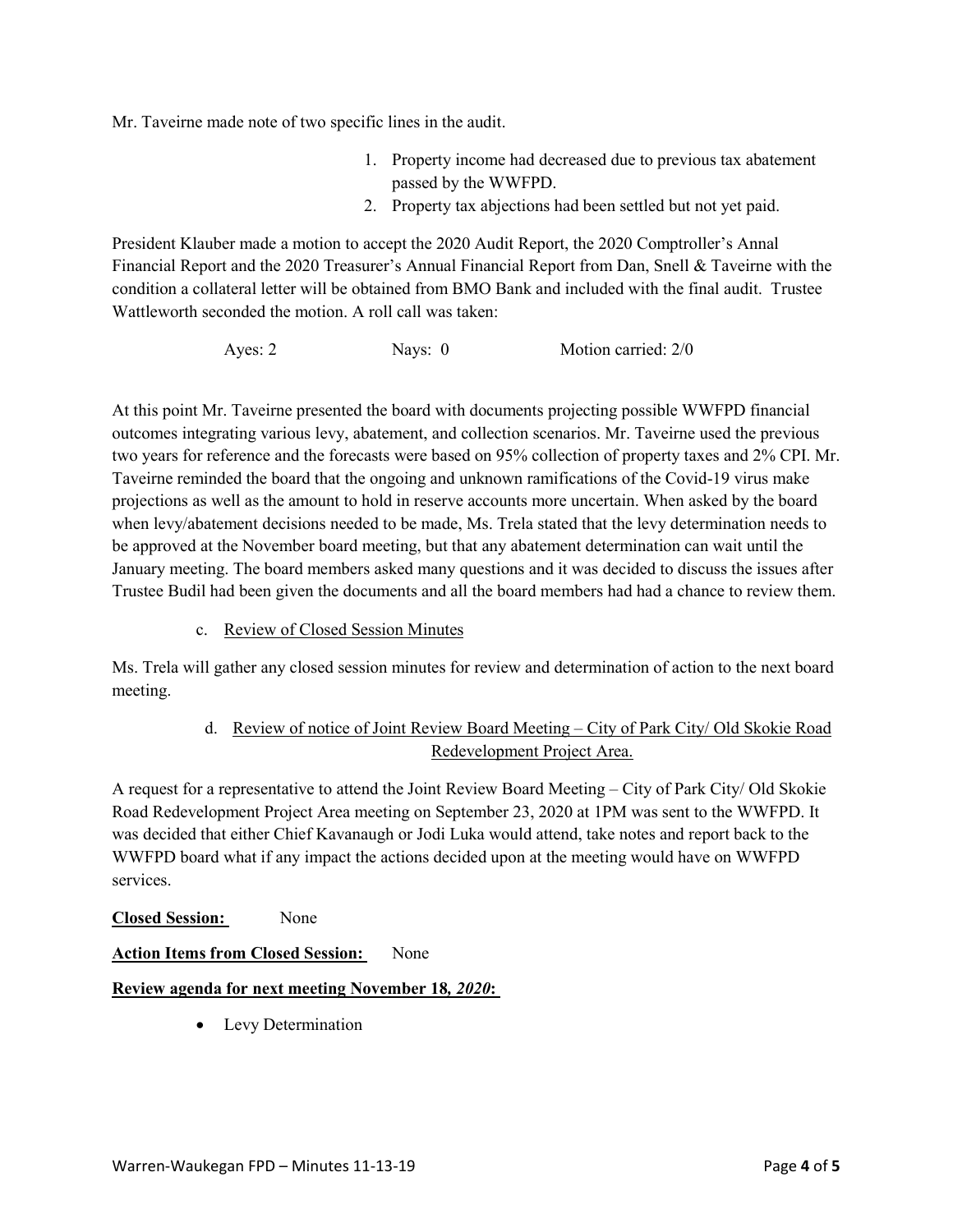Mr. Taveirne made note of two specific lines in the audit.

1. Property income had decreased due to previous tax abatement passed by the WWFPD.
2. Property tax abjections had been settled but not yet paid.

President Klauber made a motion to accept the 2020 Audit Report, the 2020 Comptroller's Annal Financial Report and the 2020 Treasurer's Annual Financial Report from Dan, Snell & Taveirne with the condition a collateral letter will be obtained from BMO Bank and included with the final audit. Trustee Wattleworth seconded the motion. A roll call was taken:

Ayes: 2 Nays: 0 Motion carried: 2/0

At this point Mr. Taveirne presented the board with documents projecting possible WWFPD financial outcomes integrating various levy, abatement, and collection scenarios. Mr. Taveirne used the previous two years for reference and the forecasts were based on 95% collection of property taxes and 2% CPI. Mr. Taveirne reminded the board that the ongoing and unknown ramifications of the Covid-19 virus make projections as well as the amount to hold in reserve accounts more uncertain. When asked by the board when levy/abatement decisions needed to be made, Ms. Trela stated that the levy determination needs to be approved at the November board meeting, but that any abatement determination can wait until the January meeting. The board members asked many questions and it was decided to discuss the issues after Trustee Budil had been given the documents and all the board members had had a chance to review them.

c. Review of Closed Session Minutes

Ms. Trela will gather any closed session minutes for review and determination of action to the next board meeting.

d. Review of notice of Joint Review Board Meeting – City of Park City/ Old Skokie Road Redevelopment Project Area.

A request for a representative to attend the Joint Review Board Meeting – City of Park City/ Old Skokie Road Redevelopment Project Area meeting on September 23, 2020 at 1PM was sent to the WWFPD. It was decided that either Chief Kavanaugh or Jodi Luka would attend, take notes and report back to the WWFPD board what if any impact the actions decided upon at the meeting would have on WWFPD services.

**Closed Session:** None

**Action Items from Closed Session:** None

**Review agenda for next meeting November 18, *2020*:**

- Levy Determination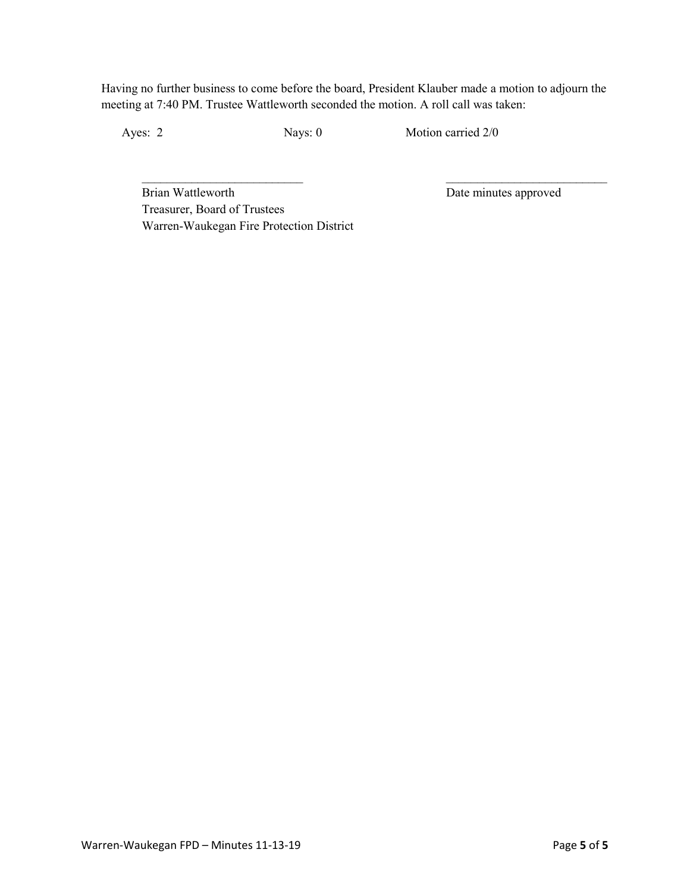Having no further business to come before the board, President Klauber made a motion to adjourn the meeting at 7:40 PM. Trustee Wattleworth seconded the motion. A roll call was taken:

Ayes: 2 Nays: 0 Motion carried 2/0

___________________________

Brian Wattleworth
Treasurer, Board of Trustees
Warren-Waukegan Fire Protection District

___________________________

Date minutes approved